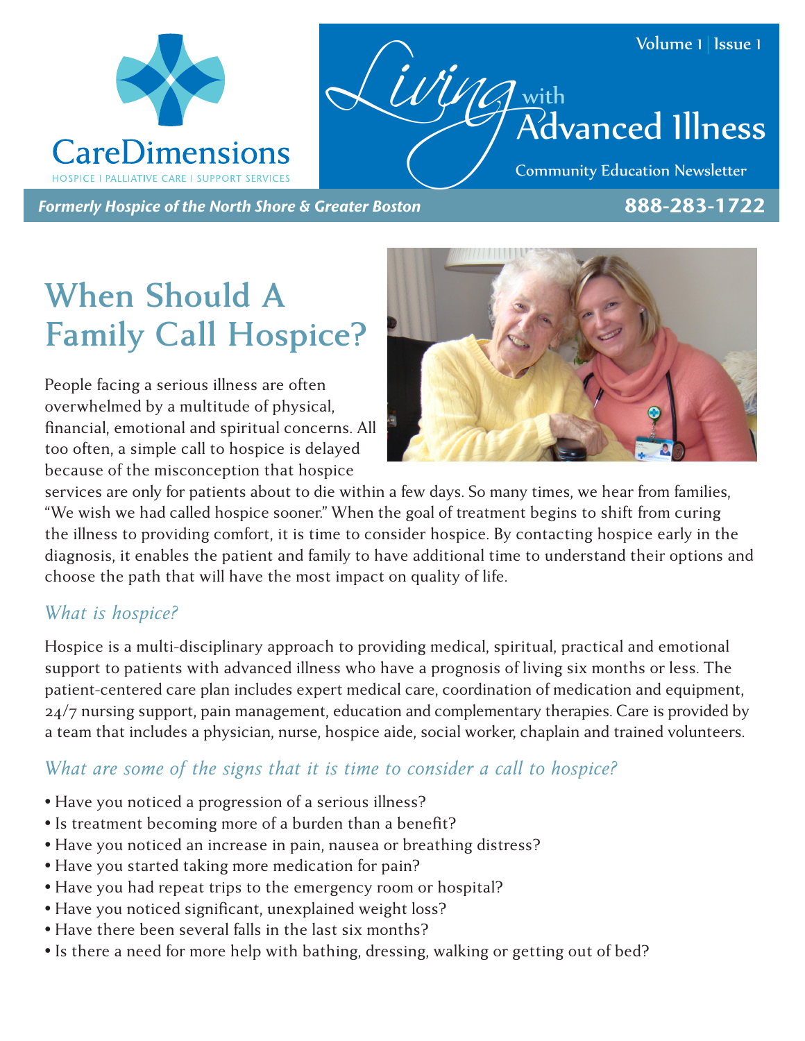CareDimensions

HOSPICE | PALLIATIVE CARE | SUPPORT SERVICES

*Formerly Hospice of the North Shore & Greater Boston*

**888-283-1722**

Living with Advanced Illness

Community Education Newsletter

# When Should A Family Call Hospice?

People facing a serious illness are often overwhelmed by a multitude of physical, financial, emotional and spiritual concerns. All too often, a simple call to hospice is delayed because of the misconception that hospice services are only for patients about to die within a few days. So many times, we hear from families, "We wish we had called hospice sooner." When the goal of treatment begins to shift from curing the illness to providing comfort, it is time to consider hospice. By contacting hospice early in the diagnosis, it enables the patient and family to have additional time to understand their options and choose the path that will have the most impact on quality of life.

## *What is hospice?*

Hospice is a multi-disciplinary approach to providing medical, spiritual, practical and emotional support to patients with advanced illness who have a prognosis of living six months or less. The patient-centered care plan includes expert medical care, coordination of medication and equipment, 24/7 nursing support, pain management, education and complementary therapies. Care is provided by a team that includes a physician, nurse, hospice aide, social worker, chaplain and trained volunteers.

## *What are some of the signs that it is time to consider a call to hospice?*

- Have you noticed a progression of a serious illness?
- Is treatment becoming more of a burden than a benefit?
- Have you noticed an increase in pain, nausea or breathing distress?
- Have you started taking more medication for pain?
- Have you had repeat trips to the emergency room or hospital?
- Have you noticed significant, unexplained weight loss?
- Have there been several falls in the last six months?
- Is there a need for more help with bathing, dressing, walking or getting out of bed?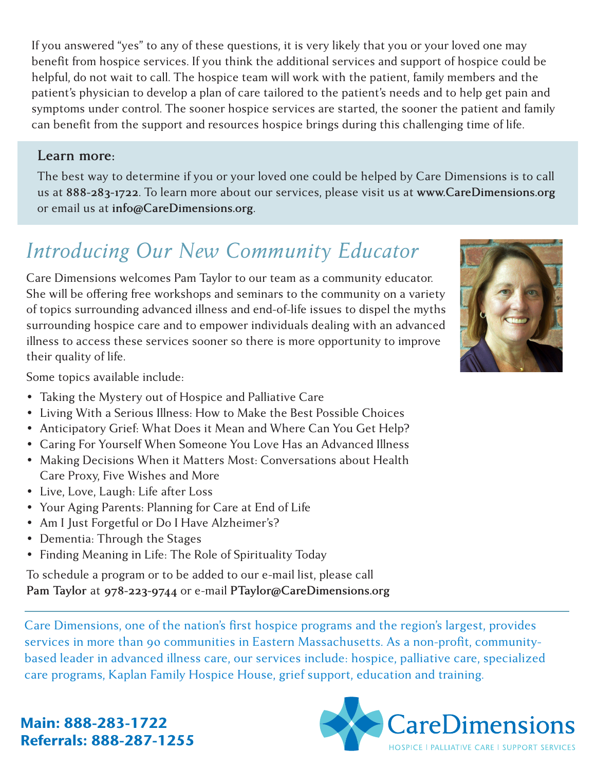If you answered "yes" to any of these questions, it is very likely that you or your loved one may benefit from hospice services. If you think the additional services and support of hospice could be helpful, do not wait to call. The hospice team will work with the patient, family members and the patient's physician to develop a plan of care tailored to the patient's needs and to help get pain and symptoms under control. The sooner hospice services are started, the sooner the patient and family can benefit from the support and resources hospice brings during this challenging time of life.

**Learn more:**

The best way to determine if you or your loved one could be helped by Care Dimensions is to call us at **888-283-1722**. To learn more about our services, please visit us at **www.CareDimensions.org** or email us at **info@CareDimensions.org**.

## *Introducing Our New Community Educator*

Care Dimensions welcomes Pam Taylor to our team as a community educator. She will be offering free workshops and seminars to the community on a variety of topics surrounding advanced illness and end-of-life issues to dispel the myths surrounding hospice care and to empower individuals dealing with an advanced illness to access these services sooner so there is more opportunity to improve their quality of life.

Some topics available include:

- Taking the Mystery out of Hospice and Palliative Care
- Living With a Serious Illness: How to Make the Best Possible Choices
- Anticipatory Grief: What Does it Mean and Where Can You Get Help?
- Caring For Yourself When Someone You Love Has an Advanced Illness
- Making Decisions When it Matters Most: Conversations about Health Care Proxy, Five Wishes and More
- Live, Love, Laugh: Life after Loss
- Your Aging Parents: Planning for Care at End of Life
- Am I Just Forgetful or Do I Have Alzheimer's?
- Dementia: Through the Stages
- Finding Meaning in Life: The Role of Spirituality Today

To schedule a program or to be added to our e-mail list, please call **Pam Taylor** at **978-223-9744** or e-mail **PTaylor@CareDimensions.org**

Care Dimensions, one of the nation's first hospice programs and the region's largest, provides services in more than 90 communities in Eastern Massachusetts. As a non-profit, community-based leader in advanced illness care, our services include: hospice, palliative care, specialized care programs, Kaplan Family Hospice House, grief support, education and training.

**Main: 888-283-1722**
**Referrals: 888-287-1255**

CareDimensions
HOSPICE | PALLIATIVE CARE | SUPPORT SERVICES